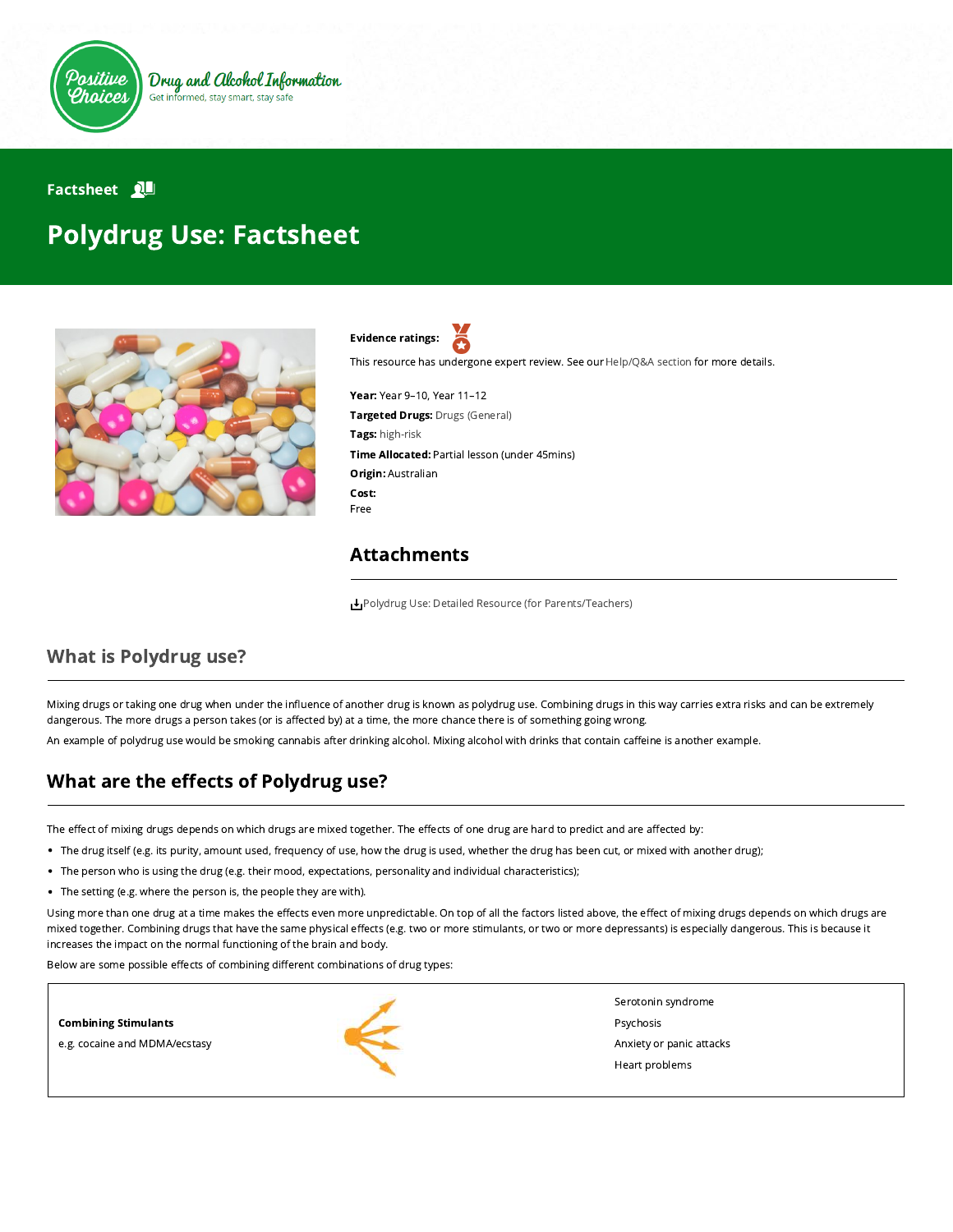Positive Choices

Drug and Alcohol Information

Get informed, stay smart, stay safe

Factsheet

# Polydrug Use: Factsheet

**Evidence ratings:**

This resource has undergone expert review. See our Help/Q&A section for more details.

**Year:** Year 9–10, Year 11–12

**Targeted Drugs:** Drugs (General)

**Tags:** high-risk

**Time Allocated:** Partial lesson (under 45mins)

**Origin:** Australian

**Cost:**
Free

## Attachments

Polydrug Use: Detailed Resource (for Parents/Teachers)

## What is Polydrug use?

Mixing drugs or taking one drug when under the influence of another drug is known as polydrug use. Combining drugs in this way carries extra risks and can be extremely dangerous. The more drugs a person takes (or is affected by) at a time, the more chance there is of something going wrong.

An example of polydrug use would be smoking cannabis after drinking alcohol. Mixing alcohol with drinks that contain caffeine is another example.

## What are the effects of Polydrug use?

The effect of mixing drugs depends on which drugs are mixed together. The effects of one drug are hard to predict and are affected by:

- The drug itself (e.g. its purity, amount used, frequency of use, how the drug is used, whether the drug has been cut, or mixed with another drug);
- The person who is using the drug (e.g. their mood, expectations, personality and individual characteristics);
- The setting (e.g. where the person is, the people they are with).

Using more than one drug at a time makes the effects even more unpredictable. On top of all the factors listed above, the effect of mixing drugs depends on which drugs are mixed together. Combining drugs that have the same physical effects (e.g. two or more stimulants, or two or more depressants) is especially dangerous. This is because it increases the impact on the normal functioning of the brain and body.

Below are some possible effects of combining different combinations of drug types:

| Drug combination | Possible effects |
| --- | --- |
| **Combining Stimulants**<br>e.g. cocaine and MDMA/ecstasy | Serotonin syndrome<br>Psychosis<br>Anxiety or panic attacks<br>Heart problems |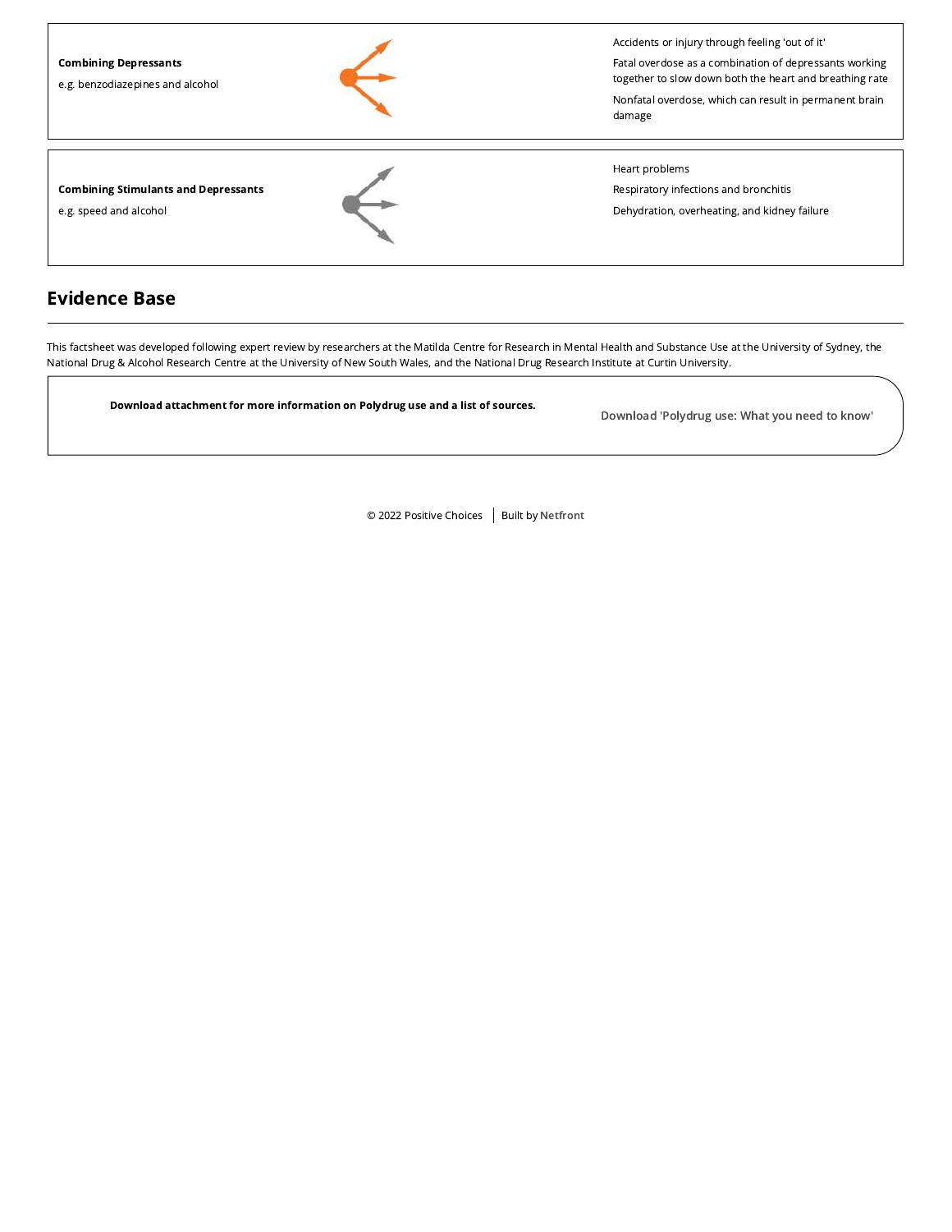| | |
|---|---|
| **Combining Depressants**<br>e.g. benzodiazepines and alcohol | Accidents or injury through feeling 'out of it'<br>Fatal overdose as a combination of depressants working together to slow down both the heart and breathing rate<br>Nonfatal overdose, which can result in permanent brain damage |
| **Combining Stimulants and Depressants**<br>e.g. speed and alcohol | Heart problems<br>Respiratory infections and bronchitis<br>Dehydration, overheating, and kidney failure |

## Evidence Base

This factsheet was developed following expert review by researchers at the Matilda Centre for Research in Mental Health and Substance Use at the University of Sydney, the National Drug & Alcohol Research Centre at the University of New South Wales, and the National Drug Research Institute at Curtin University.

**Download attachment for more information on Polydrug use and a list of sources.**

Download 'Polydrug use: What you need to know'

© 2022 Positive Choices | Built by Netfront